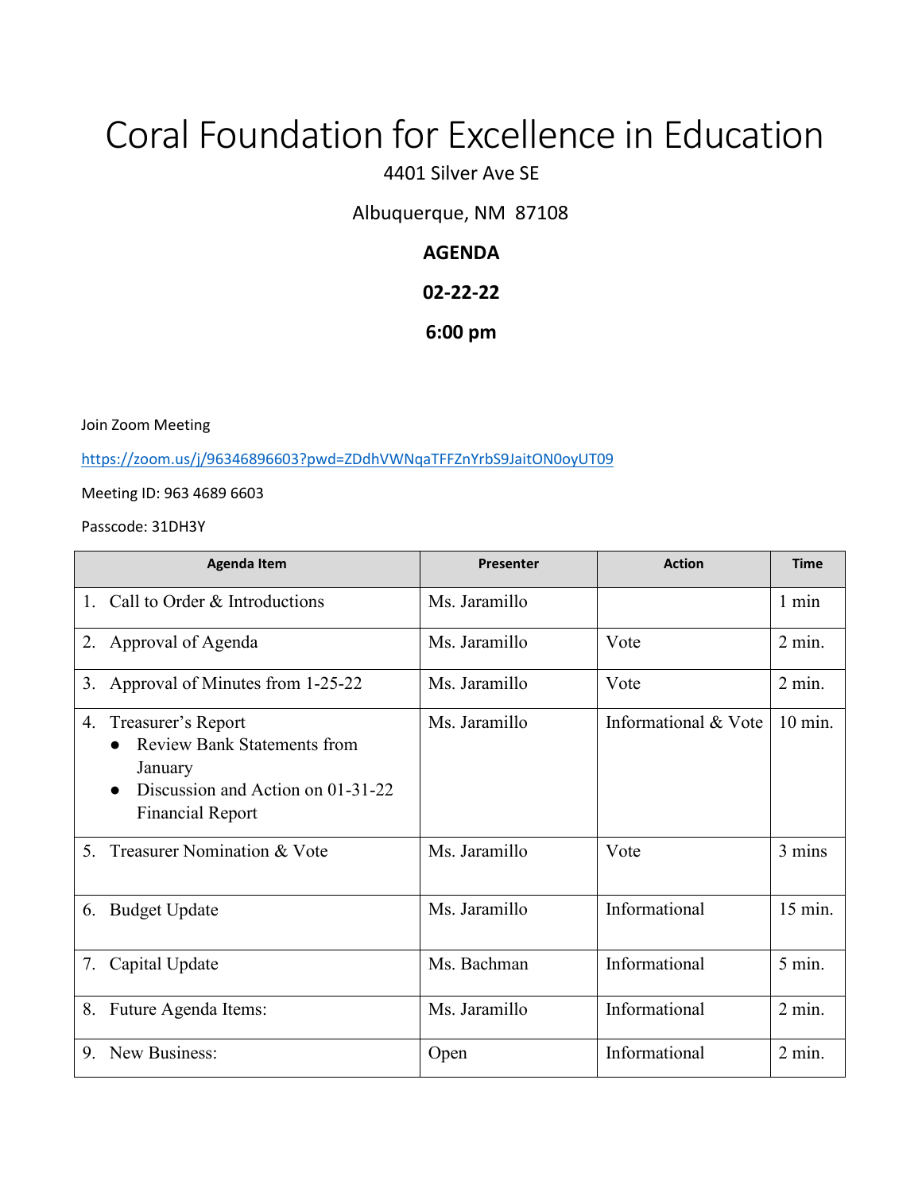# Coral Foundation for Excellence in Education

4401 Silver Ave SE

Albuquerque, NM 87108

**AGENDA**

**02-22-22**

**6:00 pm**

Join Zoom Meeting

https://zoom.us/j/96346896603?pwd=ZDdhVWNqaTFFZnYrbS9JaitON0oyUT09

Meeting ID: 963 4689 6603

Passcode: 31DH3Y

| Agenda Item | Presenter | Action | Time |
|---|---|---|---|
| 1. Call to Order & Introductions | Ms. Jaramillo | | 1 min |
| 2. Approval of Agenda | Ms. Jaramillo | Vote | 2 min. |
| 3. Approval of Minutes from 1-25-22 | Ms. Jaramillo | Vote | 2 min. |
| 4. Treasurer's Report<br>● Review Bank Statements from January<br>● Discussion and Action on 01-31-22 Financial Report | Ms. Jaramillo | Informational & Vote | 10 min. |
| 5. Treasurer Nomination & Vote | Ms. Jaramillo | Vote | 3 mins |
| 6. Budget Update | Ms. Jaramillo | Informational | 15 min. |
| 7. Capital Update | Ms. Bachman | Informational | 5 min. |
| 8. Future Agenda Items: | Ms. Jaramillo | Informational | 2 min. |
| 9. New Business: | Open | Informational | 2 min. |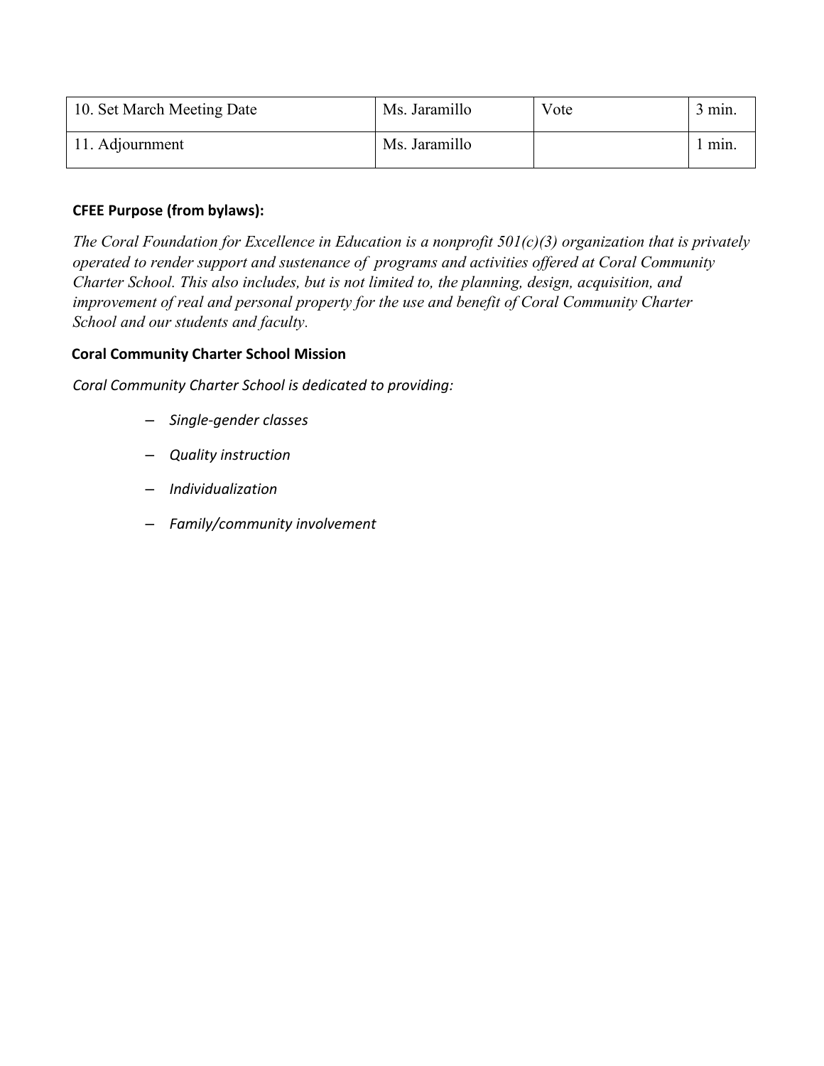| | | | |
|---|---|---|---|
| 10. Set March Meeting Date | Ms. Jaramillo | Vote | 3 min. |
| 11. Adjournment | Ms. Jaramillo | | 1 min. |

**CFEE Purpose (from bylaws):**

*The Coral Foundation for Excellence in Education is a nonprofit 501(c)(3) organization that is privately operated to render support and sustenance of programs and activities offered at Coral Community Charter School. This also includes, but is not limited to, the planning, design, acquisition, and improvement of real and personal property for the use and benefit of Coral Community Charter School and our students and faculty.*

**Coral Community Charter School Mission**

*Coral Community Charter School is dedicated to providing:*

- *Single-gender classes*
- *Quality instruction*
- *Individualization*
- *Family/community involvement*